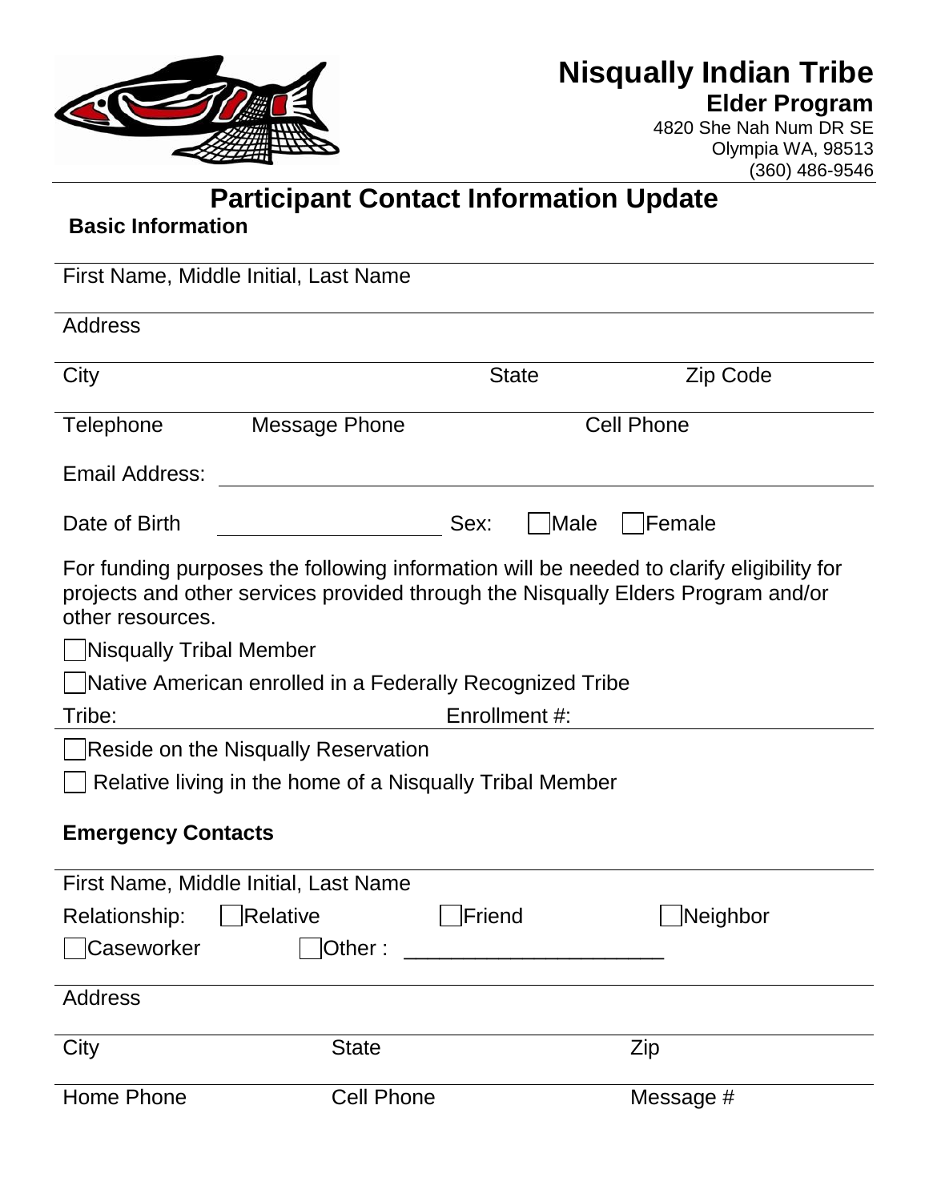# Nisqually Indian Tribe

**Elder Program**

4820 She Nah Num DR SE
Olympia WA, 98513
(360) 486-9546

## Participant Contact Information Update

**Basic Information**

First Name, Middle Initial, Last Name

Address

City State Zip Code

Telephone Message Phone Cell Phone

Email Address: ______________________________

Date of Birth ____________________ Sex: ☐Male ☐Female

For funding purposes the following information will be needed to clarify eligibility for projects and other services provided through the Nisqually Elders Program and/or other resources.

☐Nisqually Tribal Member

☐Native American enrolled in a Federally Recognized Tribe

Tribe: Enrollment #:

☐Reside on the Nisqually Reservation

☐ Relative living in the home of a Nisqually Tribal Member

**Emergency Contacts**

First Name, Middle Initial, Last Name

Relationship: ☐Relative ☐Friend ☐Neighbor

☐Caseworker ☐Other : ______________________

Address

City State Zip

Home Phone Cell Phone Message #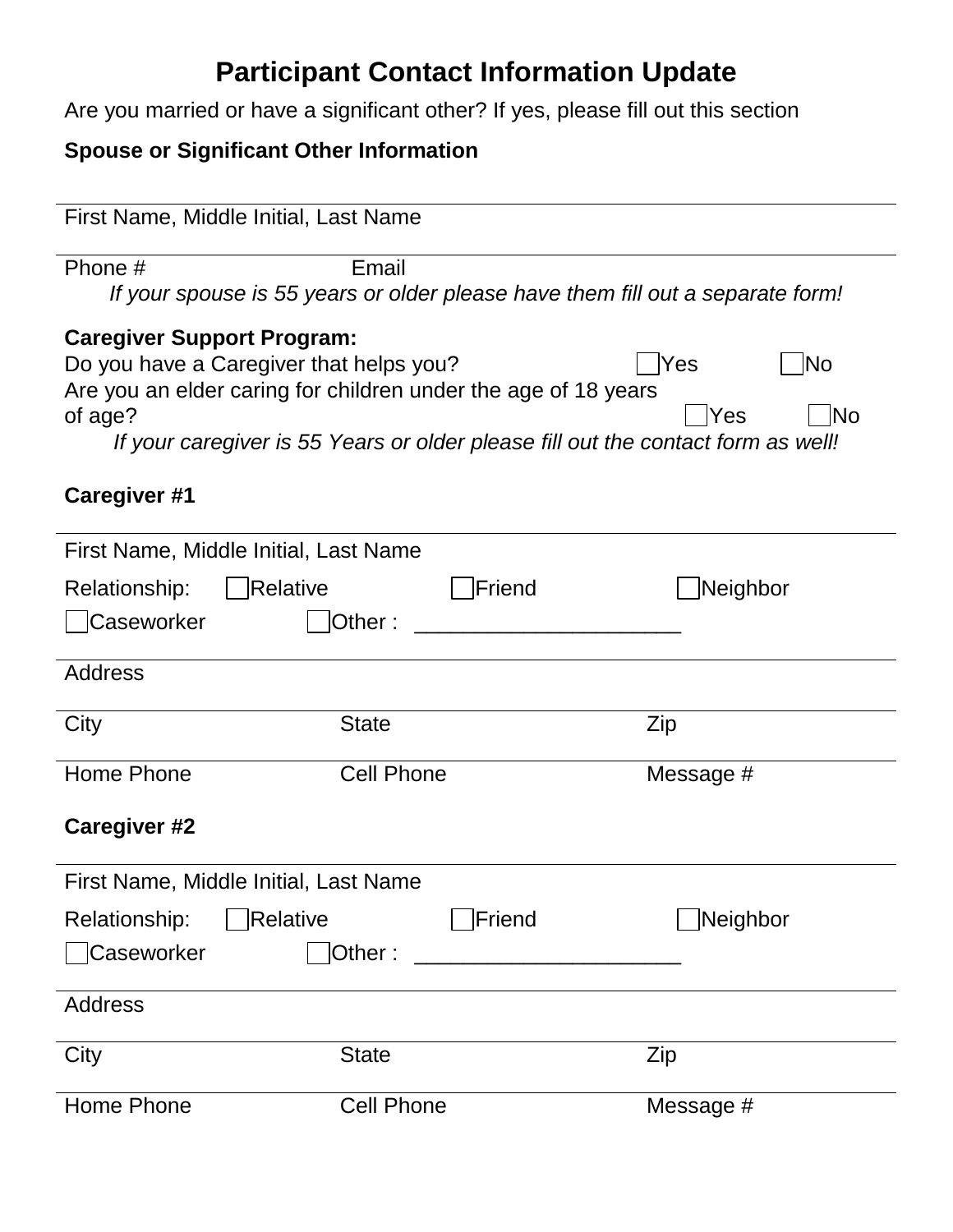# Participant Contact Information Update

Are you married or have a significant other? If yes, please fill out this section

**Spouse or Significant Other Information**

First Name, Middle Initial, Last Name

Phone # Email

*If your spouse is 55 years or older please have them fill out a separate form!*

**Caregiver Support Program:**

Do you have a Caregiver that helps you? ☐ Yes ☐ No

Are you an elder caring for children under the age of 18 years of age? ☐ Yes ☐ No

*If your caregiver is 55 Years or older please fill out the contact form as well!*

**Caregiver #1**

First Name, Middle Initial, Last Name

Relationship: ☐ Relative ☐ Friend ☐ Neighbor

☐ Caseworker ☐ Other : ______________________

Address

City State Zip

Home Phone Cell Phone Message #

**Caregiver #2**

First Name, Middle Initial, Last Name

Relationship: ☐ Relative ☐ Friend ☐ Neighbor

☐ Caseworker ☐ Other : ______________________

Address

City State Zip

Home Phone Cell Phone Message #